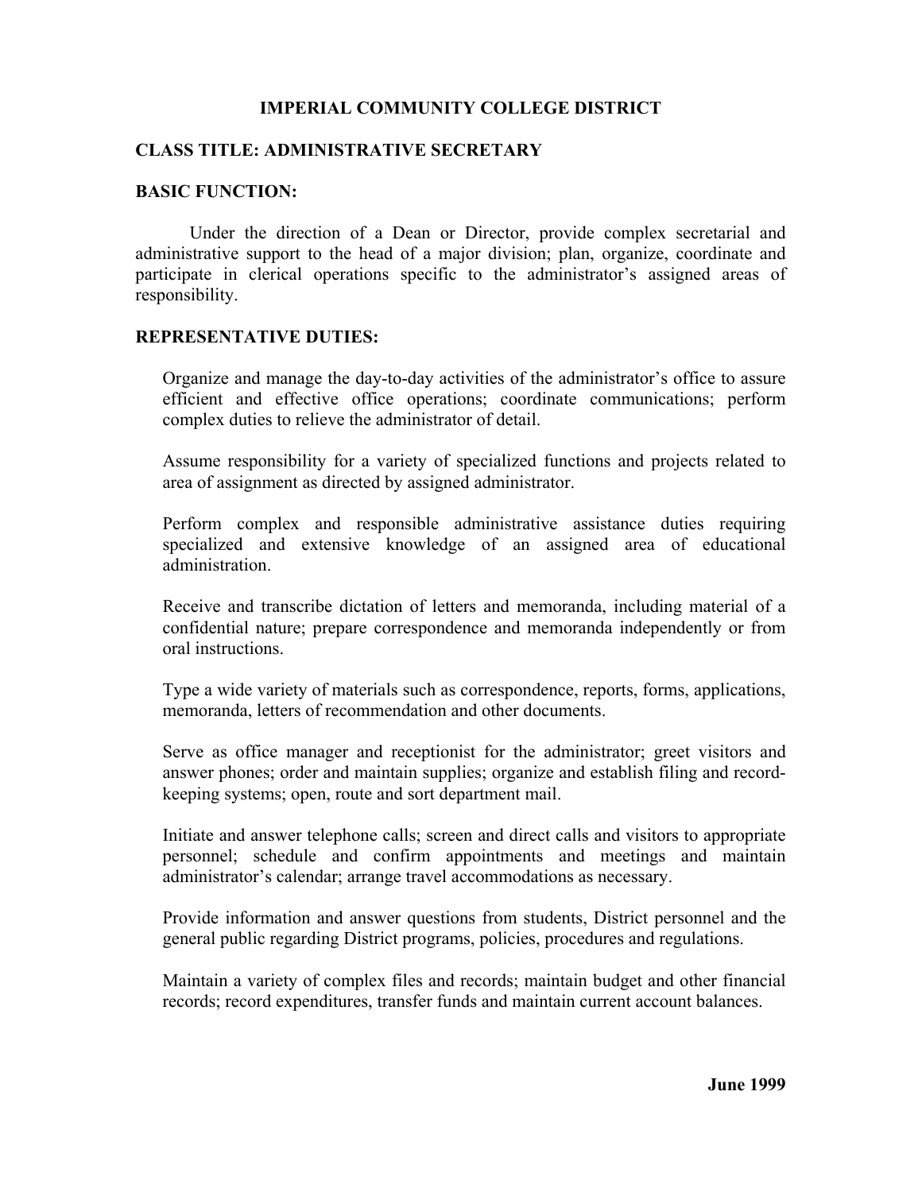# IMPERIAL COMMUNITY COLLEGE DISTRICT

## CLASS TITLE: ADMINISTRATIVE SECRETARY

### BASIC FUNCTION:

Under the direction of a Dean or Director, provide complex secretarial and administrative support to the head of a major division; plan, organize, coordinate and participate in clerical operations specific to the administrator's assigned areas of responsibility.

### REPRESENTATIVE DUTIES:

Organize and manage the day-to-day activities of the administrator's office to assure efficient and effective office operations; coordinate communications; perform complex duties to relieve the administrator of detail.

Assume responsibility for a variety of specialized functions and projects related to area of assignment as directed by assigned administrator.

Perform complex and responsible administrative assistance duties requiring specialized and extensive knowledge of an assigned area of educational administration.

Receive and transcribe dictation of letters and memoranda, including material of a confidential nature; prepare correspondence and memoranda independently or from oral instructions.

Type a wide variety of materials such as correspondence, reports, forms, applications, memoranda, letters of recommendation and other documents.

Serve as office manager and receptionist for the administrator; greet visitors and answer phones; order and maintain supplies; organize and establish filing and record-keeping systems; open, route and sort department mail.

Initiate and answer telephone calls; screen and direct calls and visitors to appropriate personnel; schedule and confirm appointments and meetings and maintain administrator's calendar; arrange travel accommodations as necessary.

Provide information and answer questions from students, District personnel and the general public regarding District programs, policies, procedures and regulations.

Maintain a variety of complex files and records; maintain budget and other financial records; record expenditures, transfer funds and maintain current account balances.

**June 1999**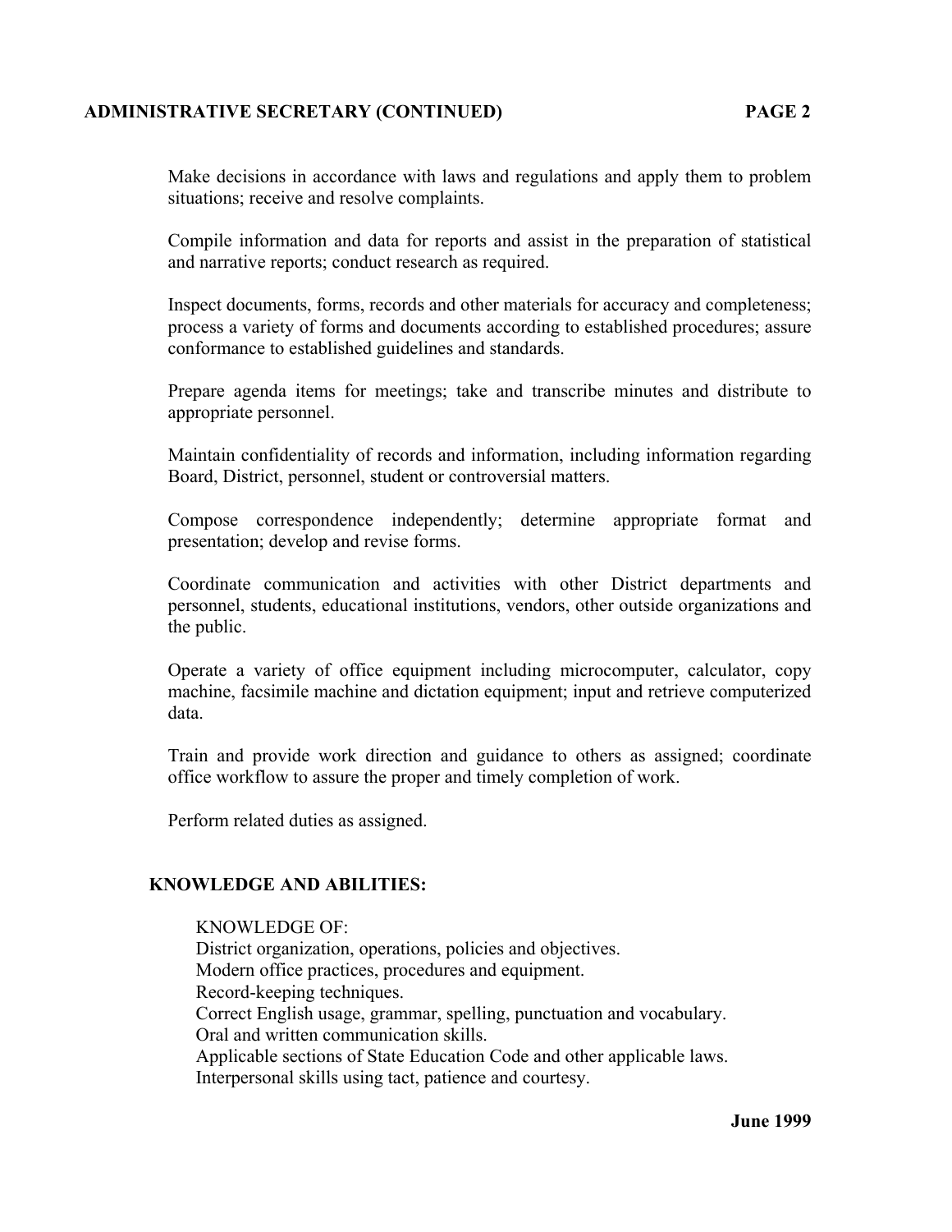Make decisions in accordance with laws and regulations and apply them to problem situations; receive and resolve complaints.

Compile information and data for reports and assist in the preparation of statistical and narrative reports; conduct research as required.

Inspect documents, forms, records and other materials for accuracy and completeness; process a variety of forms and documents according to established procedures; assure conformance to established guidelines and standards.

Prepare agenda items for meetings; take and transcribe minutes and distribute to appropriate personnel.

Maintain confidentiality of records and information, including information regarding Board, District, personnel, student or controversial matters.

Compose correspondence independently; determine appropriate format and presentation; develop and revise forms.

Coordinate communication and activities with other District departments and personnel, students, educational institutions, vendors, other outside organizations and the public.

Operate a variety of office equipment including microcomputer, calculator, copy machine, facsimile machine and dictation equipment; input and retrieve computerized data.

Train and provide work direction and guidance to others as assigned; coordinate office workflow to assure the proper and timely completion of work.

Perform related duties as assigned.

## KNOWLEDGE AND ABILITIES:

KNOWLEDGE OF:
District organization, operations, policies and objectives.
Modern office practices, procedures and equipment.
Record-keeping techniques.
Correct English usage, grammar, spelling, punctuation and vocabulary.
Oral and written communication skills.
Applicable sections of State Education Code and other applicable laws.
Interpersonal skills using tact, patience and courtesy.

**June 1999**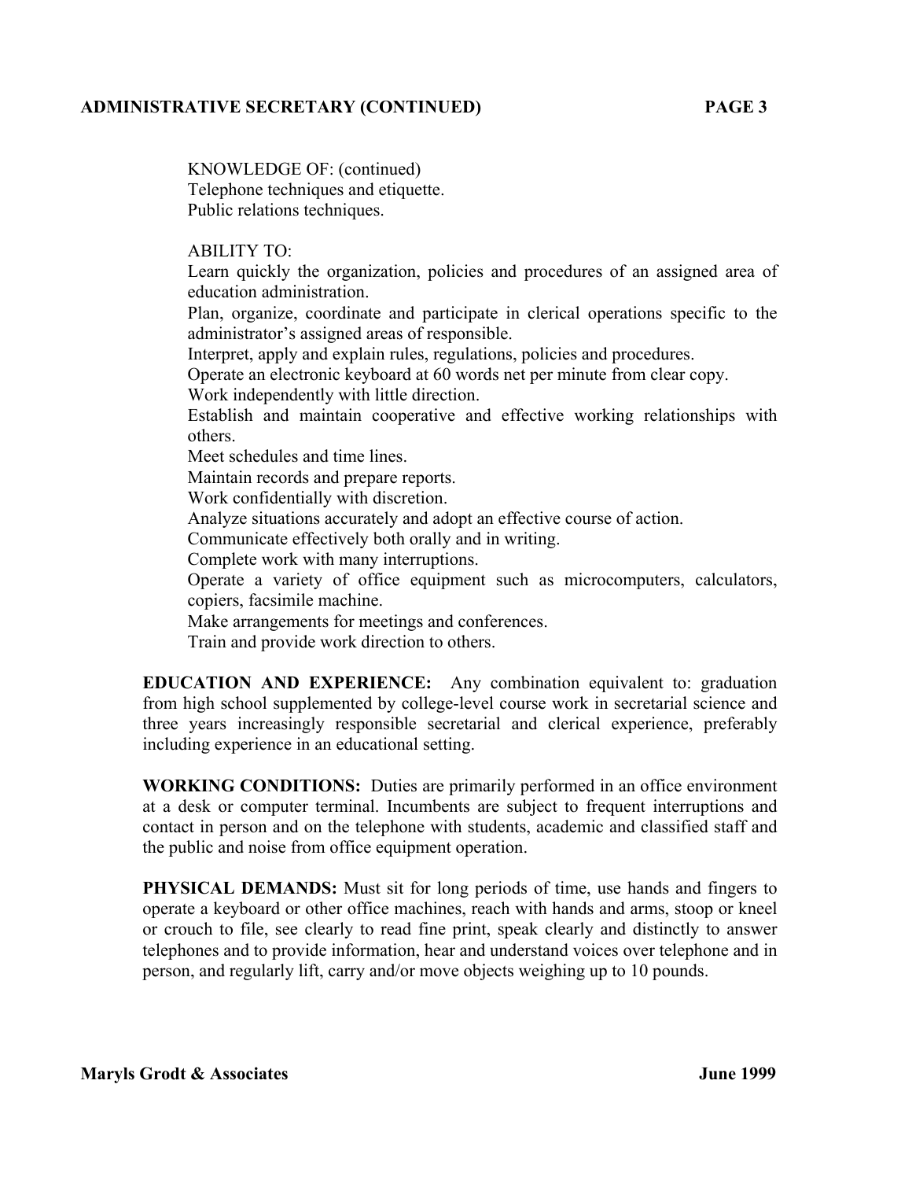KNOWLEDGE OF: (continued)
Telephone techniques and etiquette.
Public relations techniques.

ABILITY TO:
Learn quickly the organization, policies and procedures of an assigned area of education administration.
Plan, organize, coordinate and participate in clerical operations specific to the administrator's assigned areas of responsible.
Interpret, apply and explain rules, regulations, policies and procedures.
Operate an electronic keyboard at 60 words net per minute from clear copy.
Work independently with little direction.
Establish and maintain cooperative and effective working relationships with others.
Meet schedules and time lines.
Maintain records and prepare reports.
Work confidentially with discretion.
Analyze situations accurately and adopt an effective course of action.
Communicate effectively both orally and in writing.
Complete work with many interruptions.
Operate a variety of office equipment such as microcomputers, calculators, copiers, facsimile machine.
Make arrangements for meetings and conferences.
Train and provide work direction to others.

**EDUCATION AND EXPERIENCE:** Any combination equivalent to: graduation from high school supplemented by college-level course work in secretarial science and three years increasingly responsible secretarial and clerical experience, preferably including experience in an educational setting.

**WORKING CONDITIONS:** Duties are primarily performed in an office environment at a desk or computer terminal. Incumbents are subject to frequent interruptions and contact in person and on the telephone with students, academic and classified staff and the public and noise from office equipment operation.

**PHYSICAL DEMANDS:** Must sit for long periods of time, use hands and fingers to operate a keyboard or other office machines, reach with hands and arms, stoop or kneel or crouch to file, see clearly to read fine print, speak clearly and distinctly to answer telephones and to provide information, hear and understand voices over telephone and in person, and regularly lift, carry and/or move objects weighing up to 10 pounds.